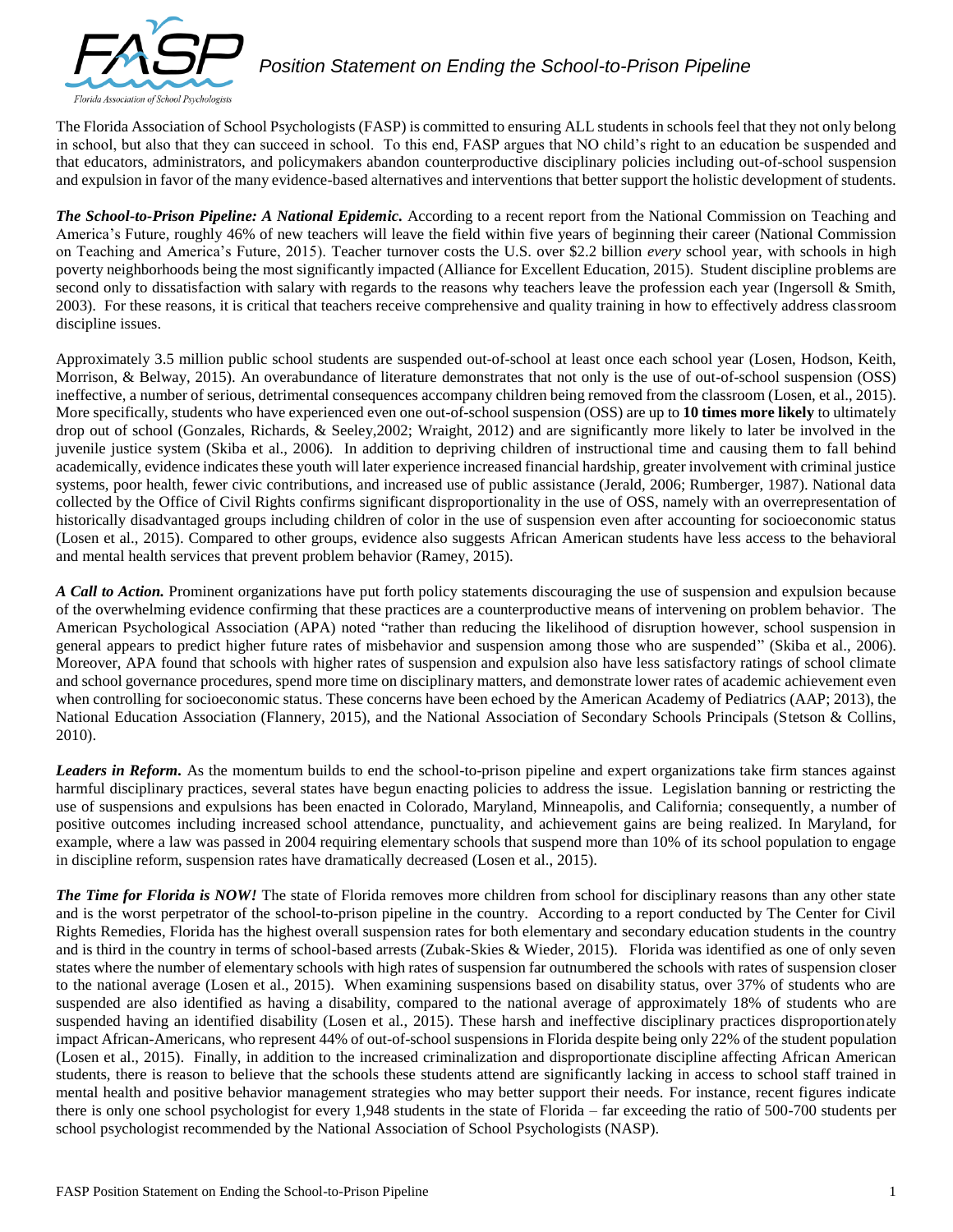# Position Statement on Ending the School-to-Prison Pipeline

The Florida Association of School Psychologists (FASP) is committed to ensuring ALL students in schools feel that they not only belong in school, but also that they can succeed in school. To this end, FASP argues that NO child's right to an education be suspended and that educators, administrators, and policymakers abandon counterproductive disciplinary policies including out-of-school suspension and expulsion in favor of the many evidence-based alternatives and interventions that better support the holistic development of students.

***The School-to-Prison Pipeline: A National Epidemic.*** According to a recent report from the National Commission on Teaching and America's Future, roughly 46% of new teachers will leave the field within five years of beginning their career (National Commission on Teaching and America's Future, 2015). Teacher turnover costs the U.S. over $2.2 billion *every* school year, with schools in high poverty neighborhoods being the most significantly impacted (Alliance for Excellent Education, 2015). Student discipline problems are second only to dissatisfaction with salary with regards to the reasons why teachers leave the profession each year (Ingersoll & Smith, 2003). For these reasons, it is critical that teachers receive comprehensive and quality training in how to effectively address classroom discipline issues.

Approximately 3.5 million public school students are suspended out-of-school at least once each school year (Losen, Hodson, Keith, Morrison, & Belway, 2015). An overabundance of literature demonstrates that not only is the use of out-of-school suspension (OSS) ineffective, a number of serious, detrimental consequences accompany children being removed from the classroom (Losen, et al., 2015). More specifically, students who have experienced even one out-of-school suspension (OSS) are up to **10 times more likely** to ultimately drop out of school (Gonzales, Richards, & Seeley,2002; Wraight, 2012) and are significantly more likely to later be involved in the juvenile justice system (Skiba et al., 2006). In addition to depriving children of instructional time and causing them to fall behind academically, evidence indicates these youth will later experience increased financial hardship, greater involvement with criminal justice systems, poor health, fewer civic contributions, and increased use of public assistance (Jerald, 2006; Rumberger, 1987). National data collected by the Office of Civil Rights confirms significant disproportionality in the use of OSS, namely with an overrepresentation of historically disadvantaged groups including children of color in the use of suspension even after accounting for socioeconomic status (Losen et al., 2015). Compared to other groups, evidence also suggests African American students have less access to the behavioral and mental health services that prevent problem behavior (Ramey, 2015).

***A Call to Action.*** Prominent organizations have put forth policy statements discouraging the use of suspension and expulsion because of the overwhelming evidence confirming that these practices are a counterproductive means of intervening on problem behavior. The American Psychological Association (APA) noted "rather than reducing the likelihood of disruption however, school suspension in general appears to predict higher future rates of misbehavior and suspension among those who are suspended" (Skiba et al., 2006). Moreover, APA found that schools with higher rates of suspension and expulsion also have less satisfactory ratings of school climate and school governance procedures, spend more time on disciplinary matters, and demonstrate lower rates of academic achievement even when controlling for socioeconomic status. These concerns have been echoed by the American Academy of Pediatrics (AAP; 2013), the National Education Association (Flannery, 2015), and the National Association of Secondary Schools Principals (Stetson & Collins, 2010).

***Leaders in Reform.*** As the momentum builds to end the school-to-prison pipeline and expert organizations take firm stances against harmful disciplinary practices, several states have begun enacting policies to address the issue. Legislation banning or restricting the use of suspensions and expulsions has been enacted in Colorado, Maryland, Minneapolis, and California; consequently, a number of positive outcomes including increased school attendance, punctuality, and achievement gains are being realized. In Maryland, for example, where a law was passed in 2004 requiring elementary schools that suspend more than 10% of its school population to engage in discipline reform, suspension rates have dramatically decreased (Losen et al., 2015).

***The Time for Florida is NOW!*** The state of Florida removes more children from school for disciplinary reasons than any other state and is the worst perpetrator of the school-to-prison pipeline in the country. According to a report conducted by The Center for Civil Rights Remedies, Florida has the highest overall suspension rates for both elementary and secondary education students in the country and is third in the country in terms of school-based arrests (Zubak-Skies & Wieder, 2015). Florida was identified as one of only seven states where the number of elementary schools with high rates of suspension far outnumbered the schools with rates of suspension closer to the national average (Losen et al., 2015). When examining suspensions based on disability status, over 37% of students who are suspended are also identified as having a disability, compared to the national average of approximately 18% of students who are suspended having an identified disability (Losen et al., 2015). These harsh and ineffective disciplinary practices disproportionately impact African-Americans, who represent 44% of out-of-school suspensions in Florida despite being only 22% of the student population (Losen et al., 2015). Finally, in addition to the increased criminalization and disproportionate discipline affecting African American students, there is reason to believe that the schools these students attend are significantly lacking in access to school staff trained in mental health and positive behavior management strategies who may better support their needs. For instance, recent figures indicate there is only one school psychologist for every 1,948 students in the state of Florida – far exceeding the ratio of 500-700 students per school psychologist recommended by the National Association of School Psychologists (NASP).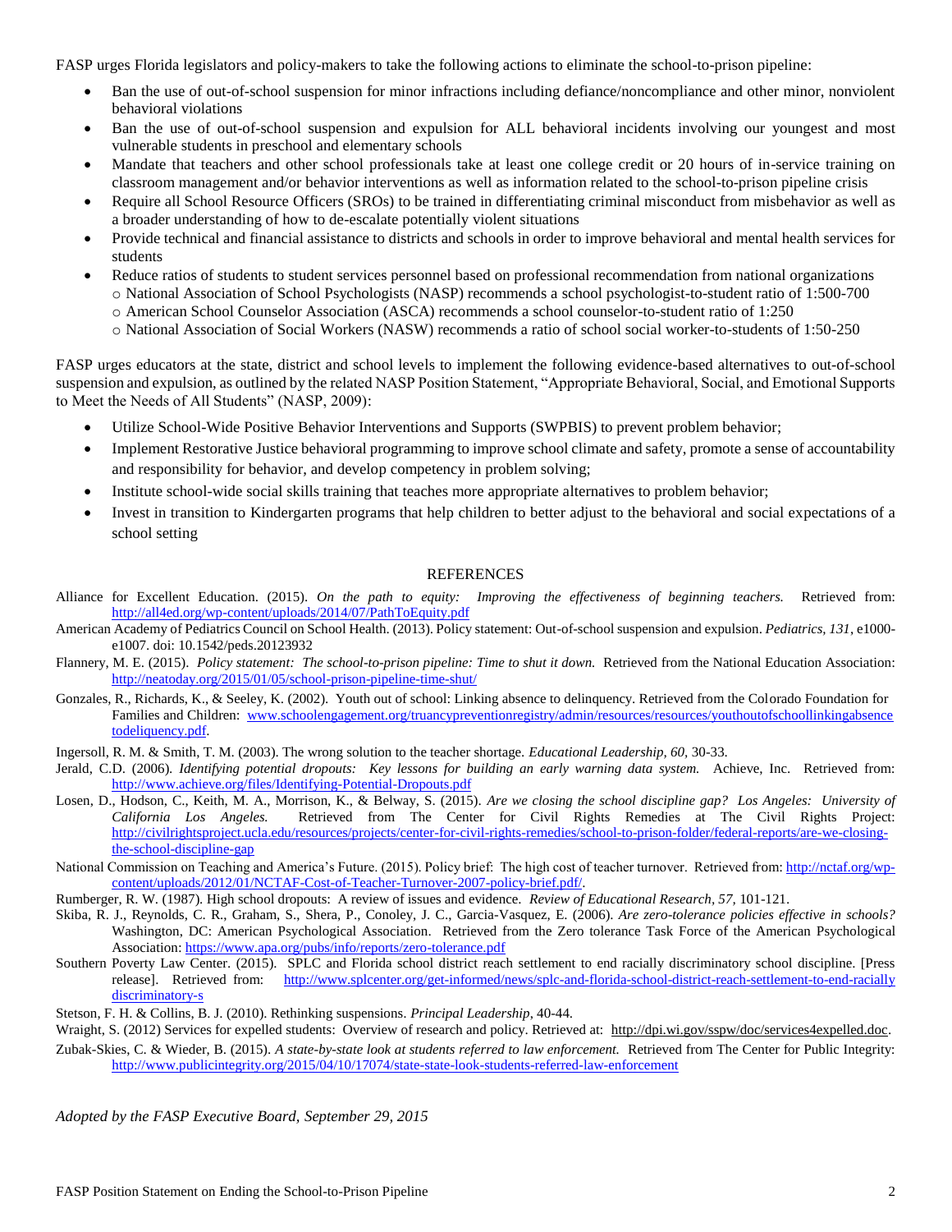FASP urges Florida legislators and policy-makers to take the following actions to eliminate the school-to-prison pipeline:

- Ban the use of out-of-school suspension for minor infractions including defiance/noncompliance and other minor, nonviolent behavioral violations
- Ban the use of out-of-school suspension and expulsion for ALL behavioral incidents involving our youngest and most vulnerable students in preschool and elementary schools
- Mandate that teachers and other school professionals take at least one college credit or 20 hours of in-service training on classroom management and/or behavior interventions as well as information related to the school-to-prison pipeline crisis
- Require all School Resource Officers (SROs) to be trained in differentiating criminal misconduct from misbehavior as well as a broader understanding of how to de-escalate potentially violent situations
- Provide technical and financial assistance to districts and schools in order to improve behavioral and mental health services for students
- Reduce ratios of students to student services personnel based on professional recommendation from national organizations
  - National Association of School Psychologists (NASP) recommends a school psychologist-to-student ratio of 1:500-700
  - American School Counselor Association (ASCA) recommends a school counselor-to-student ratio of 1:250
  - National Association of Social Workers (NASW) recommends a ratio of school social worker-to-students of 1:50-250

FASP urges educators at the state, district and school levels to implement the following evidence-based alternatives to out-of-school suspension and expulsion, as outlined by the related NASP Position Statement, "Appropriate Behavioral, Social, and Emotional Supports to Meet the Needs of All Students" (NASP, 2009):

- Utilize School-Wide Positive Behavior Interventions and Supports (SWPBIS) to prevent problem behavior;
- Implement Restorative Justice behavioral programming to improve school climate and safety, promote a sense of accountability and responsibility for behavior, and develop competency in problem solving;
- Institute school-wide social skills training that teaches more appropriate alternatives to problem behavior;
- Invest in transition to Kindergarten programs that help children to better adjust to the behavioral and social expectations of a school setting

## REFERENCES

Alliance for Excellent Education. (2015). *On the path to equity: Improving the effectiveness of beginning teachers.* Retrieved from: http://all4ed.org/wp-content/uploads/2014/07/PathToEquity.pdf

American Academy of Pediatrics Council on School Health. (2013). Policy statement: Out-of-school suspension and expulsion. *Pediatrics, 131*, e1000-e1007. doi: 10.1542/peds.20123932

Flannery, M. E. (2015). *Policy statement: The school-to-prison pipeline: Time to shut it down.* Retrieved from the National Education Association: http://neatoday.org/2015/01/05/school-prison-pipeline-time-shut/

Gonzales, R., Richards, K., & Seeley, K. (2002). Youth out of school: Linking absence to delinquency. Retrieved from the Colorado Foundation for Families and Children: www.schoolengagement.org/truancypreventionregistry/admin/resources/resources/youthoutofschoollinkingabsencetodeliquency.pdf.

Ingersoll, R. M. & Smith, T. M. (2003). The wrong solution to the teacher shortage. *Educational Leadership, 60*, 30-33.

Jerald, C.D. (2006). *Identifying potential dropouts: Key lessons for building an early warning data system.* Achieve, Inc. Retrieved from: http://www.achieve.org/files/Identifying-Potential-Dropouts.pdf

Losen, D., Hodson, C., Keith, M. A., Morrison, K., & Belway, S. (2015). *Are we closing the school discipline gap? Los Angeles: University of California Los Angeles.* Retrieved from The Center for Civil Rights Remedies at The Civil Rights Project: http://civilrightsproject.ucla.edu/resources/projects/center-for-civil-rights-remedies/school-to-prison-folder/federal-reports/are-we-closing-the-school-discipline-gap

National Commission on Teaching and America's Future. (2015). Policy brief: The high cost of teacher turnover. Retrieved from: http://nctaf.org/wp-content/uploads/2012/01/NCTAF-Cost-of-Teacher-Turnover-2007-policy-brief.pdf/.

Rumberger, R. W. (1987). High school dropouts: A review of issues and evidence. *Review of Educational Research, 57*, 101-121.

Skiba, R. J., Reynolds, C. R., Graham, S., Shera, P., Conoley, J. C., Garcia-Vasquez, E. (2006). *Are zero-tolerance policies effective in schools?* Washington, DC: American Psychological Association. Retrieved from the Zero tolerance Task Force of the American Psychological Association: https://www.apa.org/pubs/info/reports/zero-tolerance.pdf

Southern Poverty Law Center. (2015). SPLC and Florida school district reach settlement to end racially discriminatory school discipline. [Press release]. Retrieved from: http://www.splcenter.org/get-informed/news/splc-and-florida-school-district-reach-settlement-to-end-racially discriminatory-s

Stetson, F. H. & Collins, B. J. (2010). Rethinking suspensions. *Principal Leadership*, 40-44.

Wraight, S. (2012) Services for expelled students: Overview of research and policy. Retrieved at: http://dpi.wi.gov/sspw/doc/services4expelled.doc.

Zubak-Skies, C. & Wieder, B. (2015). *A state-by-state look at students referred to law enforcement.* Retrieved from The Center for Public Integrity: http://www.publicintegrity.org/2015/04/10/17074/state-state-look-students-referred-law-enforcement

*Adopted by the FASP Executive Board, September 29, 2015*